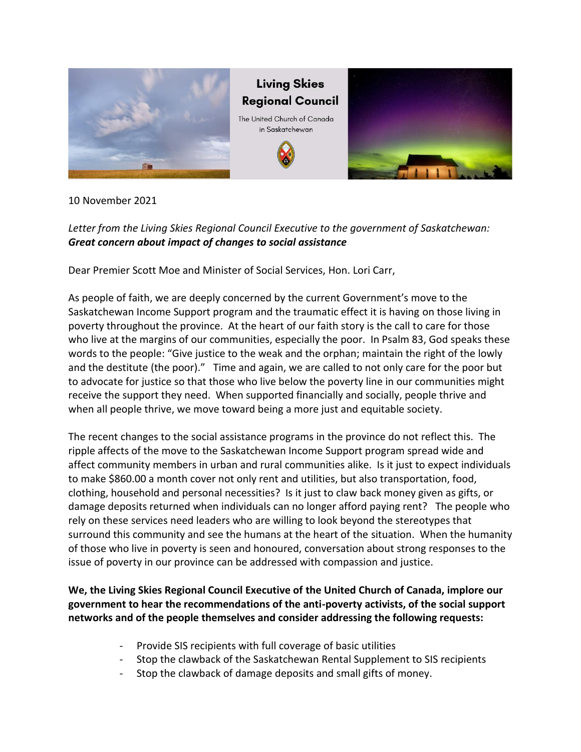**Living Skies Regional Council**

The United Church of Canada in Saskatchewan

10 November 2021

*Letter from the Living Skies Regional Council Executive to the government of Saskatchewan:*
***Great concern about impact of changes to social assistance***

Dear Premier Scott Moe and Minister of Social Services, Hon. Lori Carr,

As people of faith, we are deeply concerned by the current Government's move to the Saskatchewan Income Support program and the traumatic effect it is having on those living in poverty throughout the province. At the heart of our faith story is the call to care for those who live at the margins of our communities, especially the poor. In Psalm 83, God speaks these words to the people: "Give justice to the weak and the orphan; maintain the right of the lowly and the destitute (the poor)." Time and again, we are called to not only care for the poor but to advocate for justice so that those who live below the poverty line in our communities might receive the support they need. When supported financially and socially, people thrive and when all people thrive, we move toward being a more just and equitable society.

The recent changes to the social assistance programs in the province do not reflect this. The ripple affects of the move to the Saskatchewan Income Support program spread wide and affect community members in urban and rural communities alike. Is it just to expect individuals to make $860.00 a month cover not only rent and utilities, but also transportation, food, clothing, household and personal necessities? Is it just to claw back money given as gifts, or damage deposits returned when individuals can no longer afford paying rent? The people who rely on these services need leaders who are willing to look beyond the stereotypes that surround this community and see the humans at the heart of the situation. When the humanity of those who live in poverty is seen and honoured, conversation about strong responses to the issue of poverty in our province can be addressed with compassion and justice.

**We, the Living Skies Regional Council Executive of the United Church of Canada, implore our government to hear the recommendations of the anti-poverty activists, of the social support networks and of the people themselves and consider addressing the following requests:**

- Provide SIS recipients with full coverage of basic utilities
- Stop the clawback of the Saskatchewan Rental Supplement to SIS recipients
- Stop the clawback of damage deposits and small gifts of money.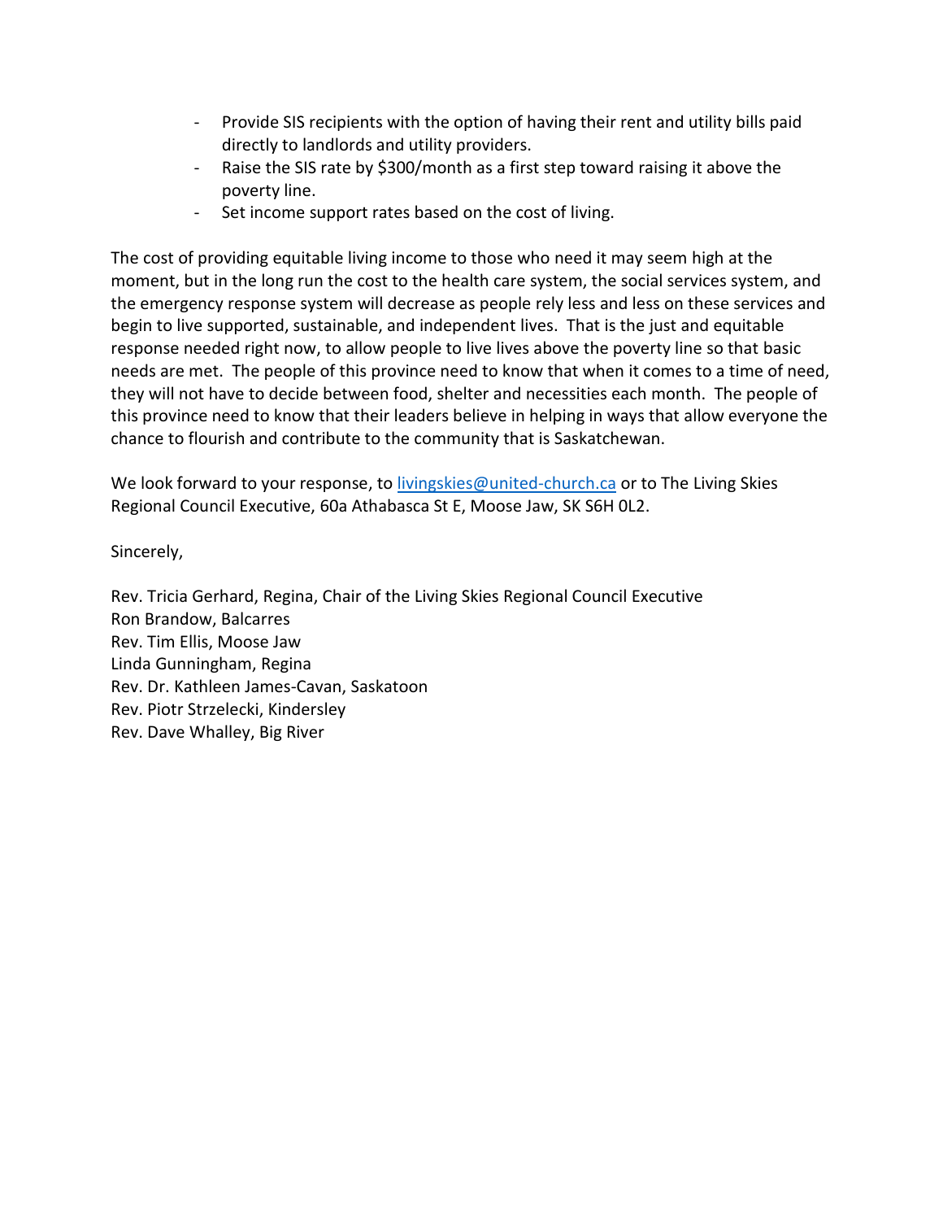- Provide SIS recipients with the option of having their rent and utility bills paid directly to landlords and utility providers.
- Raise the SIS rate by $300/month as a first step toward raising it above the poverty line.
- Set income support rates based on the cost of living.

The cost of providing equitable living income to those who need it may seem high at the moment, but in the long run the cost to the health care system, the social services system, and the emergency response system will decrease as people rely less and less on these services and begin to live supported, sustainable, and independent lives. That is the just and equitable response needed right now, to allow people to live lives above the poverty line so that basic needs are met. The people of this province need to know that when it comes to a time of need, they will not have to decide between food, shelter and necessities each month. The people of this province need to know that their leaders believe in helping in ways that allow everyone the chance to flourish and contribute to the community that is Saskatchewan.

We look forward to your response, to livingskies@united-church.ca or to The Living Skies Regional Council Executive, 60a Athabasca St E, Moose Jaw, SK S6H 0L2.

Sincerely,

Rev. Tricia Gerhard, Regina, Chair of the Living Skies Regional Council Executive
Ron Brandow, Balcarres
Rev. Tim Ellis, Moose Jaw
Linda Gunningham, Regina
Rev. Dr. Kathleen James-Cavan, Saskatoon
Rev. Piotr Strzelecki, Kindersley
Rev. Dave Whalley, Big River